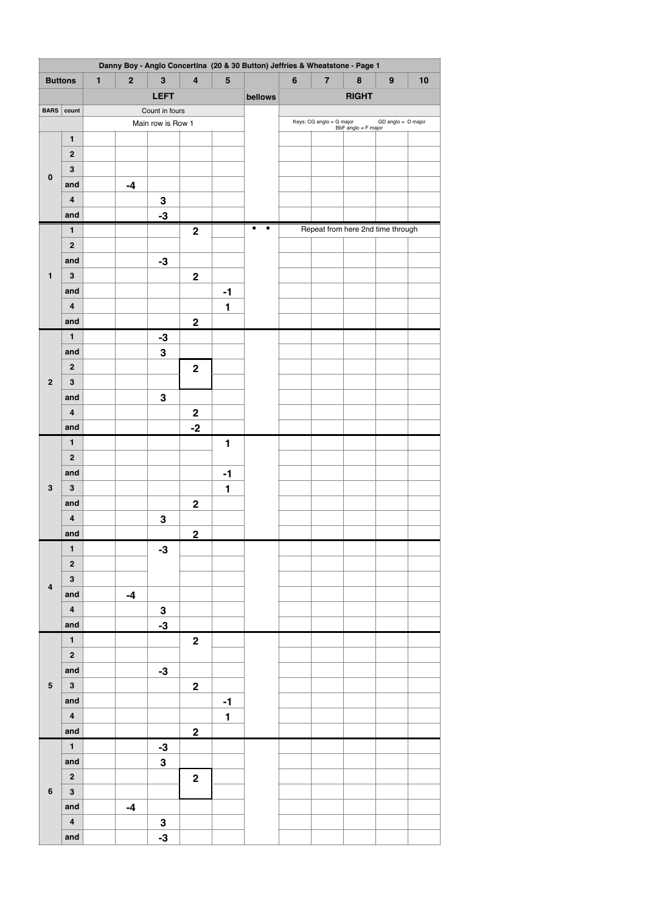| Danny Boy - Anglo Concertina (20 & 30 Button) Jeffries & Wheatstone - Page 1 | | | | | | | | | | | | |
|---|---|---|---|---|---|---|---|---|---|---|---|---|
| **Buttons** | | **1** | **2** | **3** | **4** | **5** | | **6** | **7** | **8** | **9** | **10** |
| | | | | **LEFT** | | | **bellows** | | | **RIGHT** | | |
| **BARS** | **count** | | | Count in fours | | | | | | | | |
| | | | | Main row is Row 1 | | | | Keys: CG anglo = G major BbF anglo = F major | | | GD anglo = D major | |
| **0** | **1** | | | | | | | | | | | |
| | **2** | | | | | | | | | | | |
| | **3** | | | | | | | | | | | |
| | **and** | | **-4** | | | | | | | | | |
| | **4** | | | **3** | | | | | | | | |
| | **and** | | | **-3** | | | | | | | | |
| **1** | **1** | | | | **2** | | • • | | | Repeat from here 2nd time through | | |
| | **2** | | | | | | | | | | | |
| | **and** | | | **-3** | | | | | | | | |
| | **3** | | | | **2** | | | | | | | |
| | **and** | | | | | **-1** | | | | | | |
| | **4** | | | | | **1** | | | | | | |
| | **and** | | | | **2** | | | | | | | |
| **2** | **1** | | | **-3** | | | | | | | | |
| | **and** | | | **3** | | | | | | | | |
| | **2** | | | | **2** | | | | | | | |
| | **3** | | | | | | | | | | | |
| | **and** | | | **3** | | | | | | | | |
| | **4** | | | | **2** | | | | | | | |
| | **and** | | | | **-2** | | | | | | | |
| **3** | **1** | | | | | **1** | | | | | | |
| | **2** | | | | | | | | | | | |
| | **and** | | | | | **-1** | | | | | | |
| | **3** | | | | | **1** | | | | | | |
| | **and** | | | | **2** | | | | | | | |
| | **4** | | | **3** | | | | | | | | |
| | **and** | | | | **2** | | | | | | | |
| **4** | **1** | | | **-3** | | | | | | | | |
| | **2** | | | | | | | | | | | |
| | **3** | | | | | | | | | | | |
| | **and** | | **-4** | | | | | | | | | |
| | **4** | | | **3** | | | | | | | | |
| | **and** | | | **-3** | | | | | | | | |
| **5** | **1** | | | | **2** | | | | | | | |
| | **2** | | | | | | | | | | | |
| | **and** | | | **-3** | | | | | | | | |
| | **3** | | | | **2** | | | | | | | |
| | **and** | | | | | **-1** | | | | | | |
| | **4** | | | | | **1** | | | | | | |
| | **and** | | | | **2** | | | | | | | |
| **6** | **1** | | | **-3** | | | | | | | | |
| | **and** | | | **3** | | | | | | | | |
| | **2** | | | | **2** | | | | | | | |
| | **3** | | | | | | | | | | | |
| | **and** | | **-4** | | | | | | | | | |
| | **4** | | | **3** | | | | | | | | |
| | **and** | | | **-3** | | | | | | | | |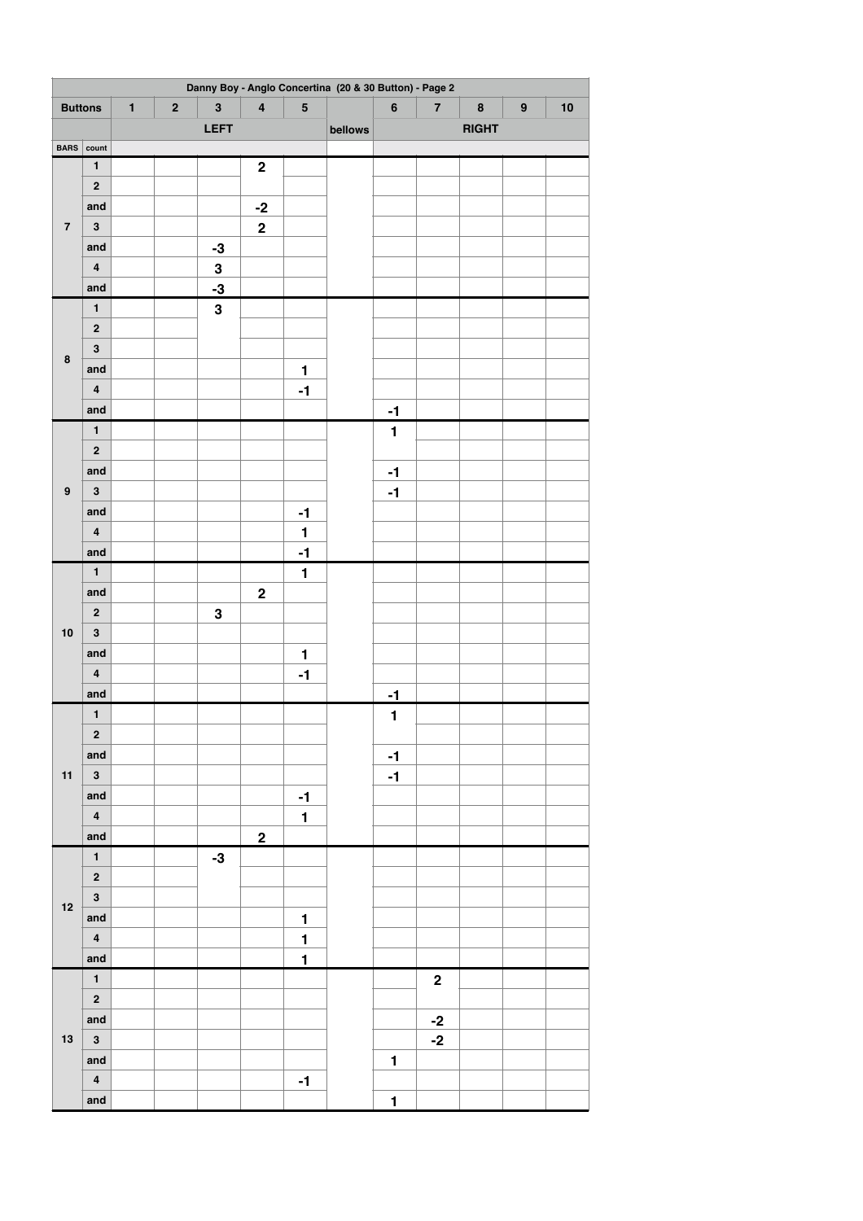| Danny Boy - Anglo Concertina (20 & 30 Button) - Page 2 | | | | | | | | | | | | |
|---|---|---|---|---|---|---|---|---|---|---|---|---|
| **Buttons** | | 1 | 2 | 3 | 4 | 5 | | 6 | 7 | 8 | 9 | 10 |
| | | | | LEFT | | | bellows | | | RIGHT | | |
| BARS | count | | | | | | | | | | | |
| 7 | 1 | | | | 2 | | | | | | | |
| | 2 | | | | | | | | | | | |
| | and | | | | -2 | | | | | | | |
| | 3 | | | | 2 | | | | | | | |
| | and | | | -3 | | | | | | | | |
| | 4 | | | 3 | | | | | | | | |
| | and | | | -3 | | | | | | | | |
| 8 | 1 | | | 3 | | | | | | | | |
| | 2 | | | | | | | | | | | |
| | 3 | | | | | | | | | | | |
| | and | | | | | 1 | | | | | | |
| | 4 | | | | | -1 | | | | | | |
| | and | | | | | | | -1 | | | | |
| 9 | 1 | | | | | | | 1 | | | | |
| | 2 | | | | | | | | | | | |
| | and | | | | | | | -1 | | | | |
| | 3 | | | | | | | -1 | | | | |
| | and | | | | | -1 | | | | | | |
| | 4 | | | | | 1 | | | | | | |
| | and | | | | | -1 | | | | | | |
| 10 | 1 | | | | | 1 | | | | | | |
| | and | | | | 2 | | | | | | | |
| | 2 | | | 3 | | | | | | | | |
| | 3 | | | | | | | | | | | |
| | and | | | | | 1 | | | | | | |
| | 4 | | | | | -1 | | | | | | |
| | and | | | | | | | -1 | | | | |
| 11 | 1 | | | | | | | 1 | | | | |
| | 2 | | | | | | | | | | | |
| | and | | | | | | | -1 | | | | |
| | 3 | | | | | | | -1 | | | | |
| | and | | | | | -1 | | | | | | |
| | 4 | | | | | 1 | | | | | | |
| | and | | | | 2 | | | | | | | |
| 12 | 1 | | | -3 | | | | | | | | |
| | 2 | | | | | | | | | | | |
| | 3 | | | | | | | | | | | |
| | and | | | | | 1 | | | | | | |
| | 4 | | | | | 1 | | | | | | |
| | and | | | | | 1 | | | | | | |
| 13 | 1 | | | | | | | | 2 | | | |
| | 2 | | | | | | | | | | | |
| | and | | | | | | | | -2 | | | |
| | 3 | | | | | | | | -2 | | | |
| | and | | | | | | | 1 | | | | |
| | 4 | | | | | -1 | | | | | | |
| | and | | | | | | | 1 | | | | |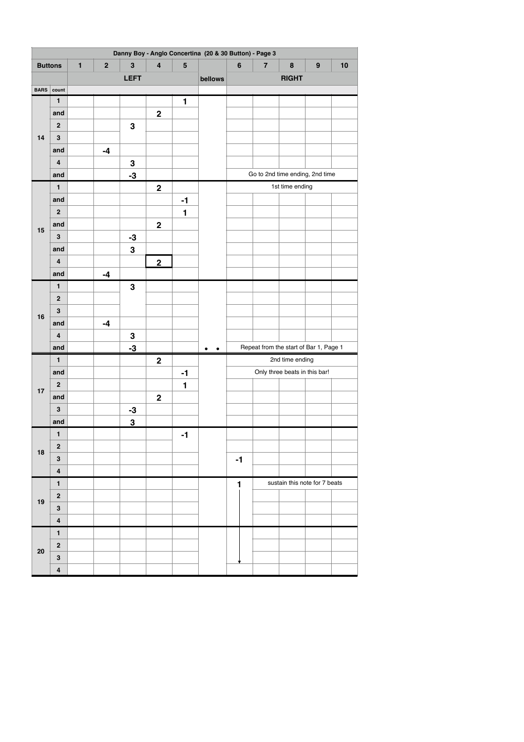| Danny Boy - Anglo Concertina (20 & 30 Button) - Page 3 | | | | | | | | | | | | |
|---|---|---|---|---|---|---|---|---|---|---|---|---|
| **Buttons** | | **1** | **2** | **3** | **4** | **5** | | **6** | **7** | **8** | **9** | **10** |
| | | | | **LEFT** | | | **bellows** | | | **RIGHT** | | |
| **BARS** | **count** | | | | | | | | | | | |
| **14** | **1** | | | | | **1** | | | | | | |
| | **and** | | | | **2** | | | | | | | |
| | **2** | | | **3** | | | | | | | | |
| | **3** | | | | | | | | | | | |
| | **and** | | **-4** | | | | | | | | | |
| | **4** | | | **3** | | | | | | | | |
| | **and** | | | **-3** | | | | Go to 2nd time ending, 2nd time | | | | |
| **15** | **1** | | | | **2** | | | 1st time ending | | | | |
| | **and** | | | | | **-1** | | | | | | |
| | **2** | | | | | **1** | | | | | | |
| | **and** | | | | **2** | | | | | | | |
| | **3** | | | **-3** | | | | | | | | |
| | **and** | | | **3** | | | | | | | | |
| | **4** | | | | **2** | | | | | | | |
| | **and** | | **-4** | | | | | | | | | |
| **16** | **1** | | | **3** | | | | | | | | |
| | **2** | | | | | | | | | | | |
| | **3** | | | | | | | | | | | |
| | **and** | | **-4** | | | | | | | | | |
| | **4** | | | **3** | | | | | | | | |
| | **and** | | | **-3** | | | • • | Repeat from the start of Bar 1, Page 1 | | | | |
| **17** | **1** | | | | **2** | | | 2nd time ending | | | | |
| | **and** | | | | | **-1** | | Only three beats in this bar! | | | | |
| | **2** | | | | | **1** | | | | | | |
| | **and** | | | | **2** | | | | | | | |
| | **3** | | | **-3** | | | | | | | | |
| | **and** | | | **3** | | | | | | | | |
| **18** | **1** | | | | | **-1** | | | | | | |
| | **2** | | | | | | | | | | | |
| | **3** | | | | | | | **-1** | | | | |
| | **4** | | | | | | | | | | | |
| **19** | **1** | | | | | | | **1** | sustain this note for 7 beats | | | |
| | **2** | | | | | | | | | | | |
| | **3** | | | | | | | | | | | |
| | **4** | | | | | | | | | | | |
| **20** | **1** | | | | | | | | | | | |
| | **2** | | | | | | | | | | | |
| | **3** | | | | | | | | | | | |
| | **4** | | | | | | | | | | | |